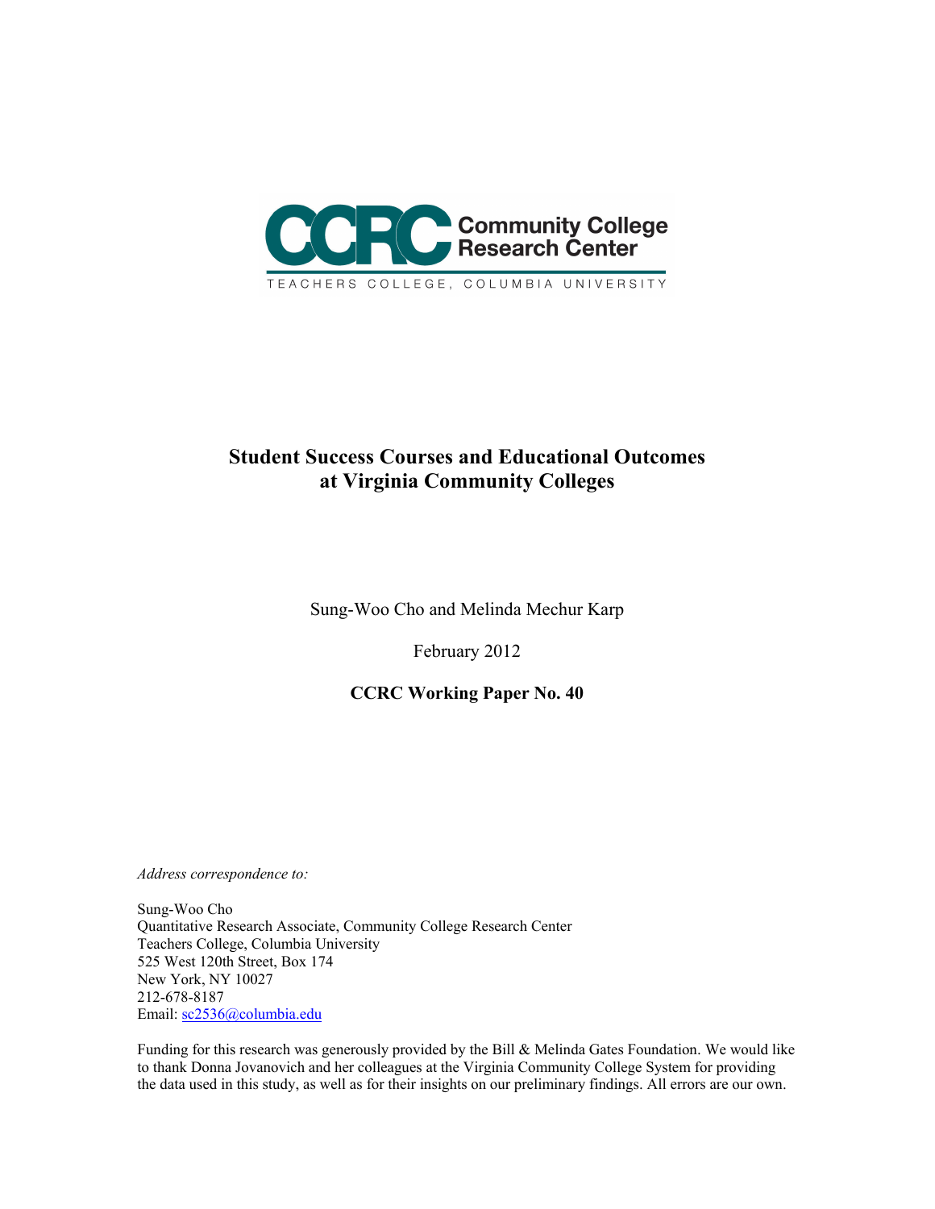CCRC Community College Research Center

TEACHERS COLLEGE, COLUMBIA UNIVERSITY

# Student Success Courses and Educational Outcomes at Virginia Community Colleges

Sung-Woo Cho and Melinda Mechur Karp

February 2012

**CCRC Working Paper No. 40**

*Address correspondence to:*

Sung-Woo Cho
Quantitative Research Associate, Community College Research Center
Teachers College, Columbia University
525 West 120th Street, Box 174
New York, NY 10027
212-678-8187
Email: sc2536@columbia.edu

Funding for this research was generously provided by the Bill & Melinda Gates Foundation. We would like to thank Donna Jovanovich and her colleagues at the Virginia Community College System for providing the data used in this study, as well as for their insights on our preliminary findings. All errors are our own.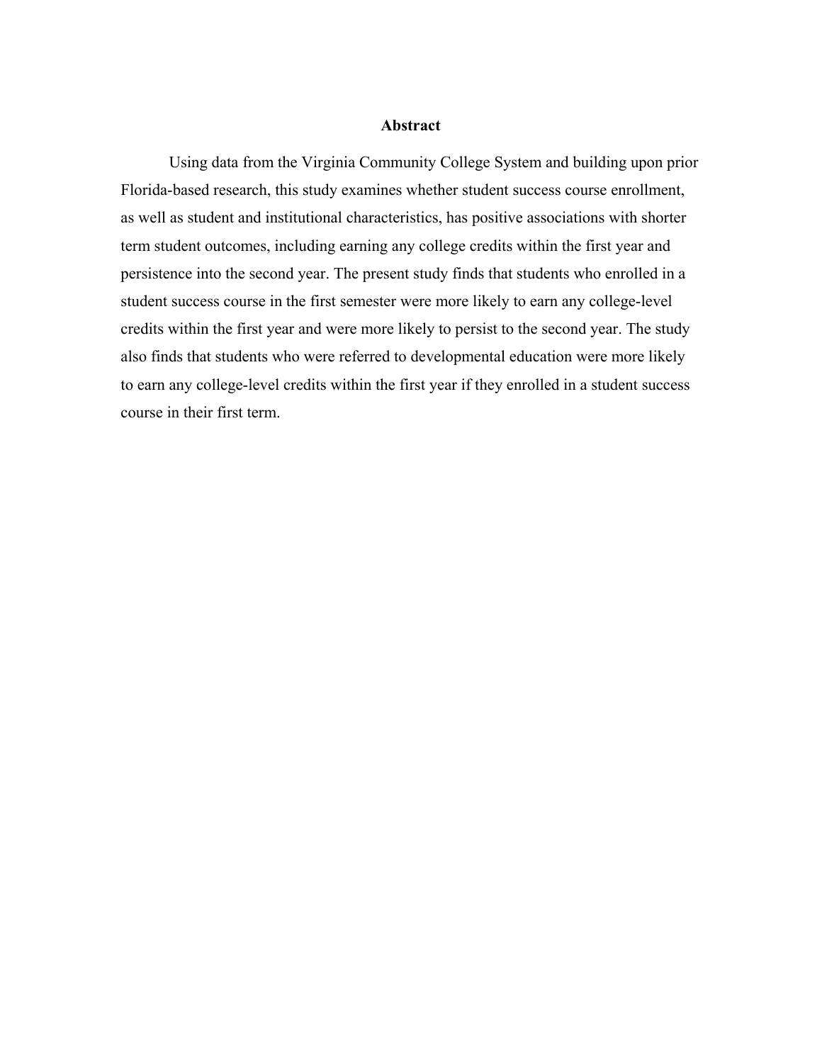## Abstract

Using data from the Virginia Community College System and building upon prior Florida-based research, this study examines whether student success course enrollment, as well as student and institutional characteristics, has positive associations with shorter term student outcomes, including earning any college credits within the first year and persistence into the second year. The present study finds that students who enrolled in a student success course in the first semester were more likely to earn any college-level credits within the first year and were more likely to persist to the second year. The study also finds that students who were referred to developmental education were more likely to earn any college-level credits within the first year if they enrolled in a student success course in their first term.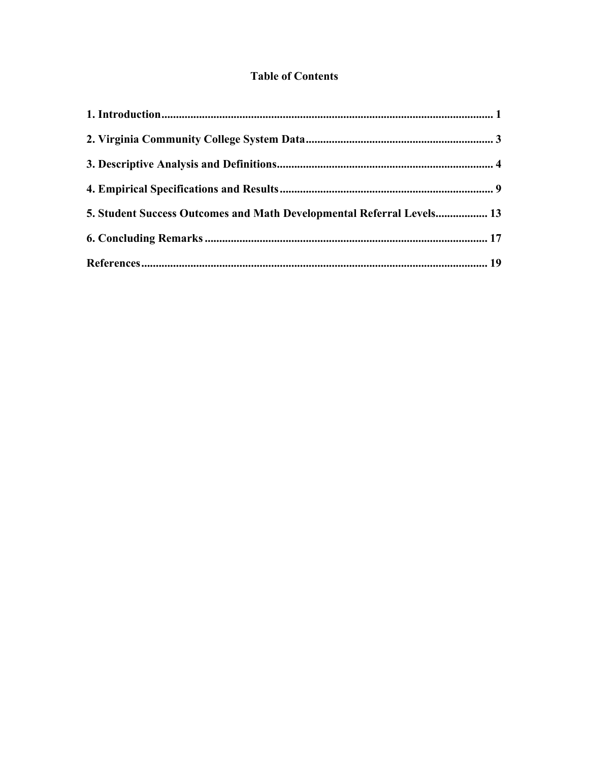# Table of Contents

**1. Introduction** ..... 1

**2. Virginia Community College System Data** ..... 3

**3. Descriptive Analysis and Definitions** ..... 4

**4. Empirical Specifications and Results** ..... 9

**5. Student Success Outcomes and Math Developmental Referral Levels** ..... 13

**6. Concluding Remarks** ..... 17

**References** ..... 19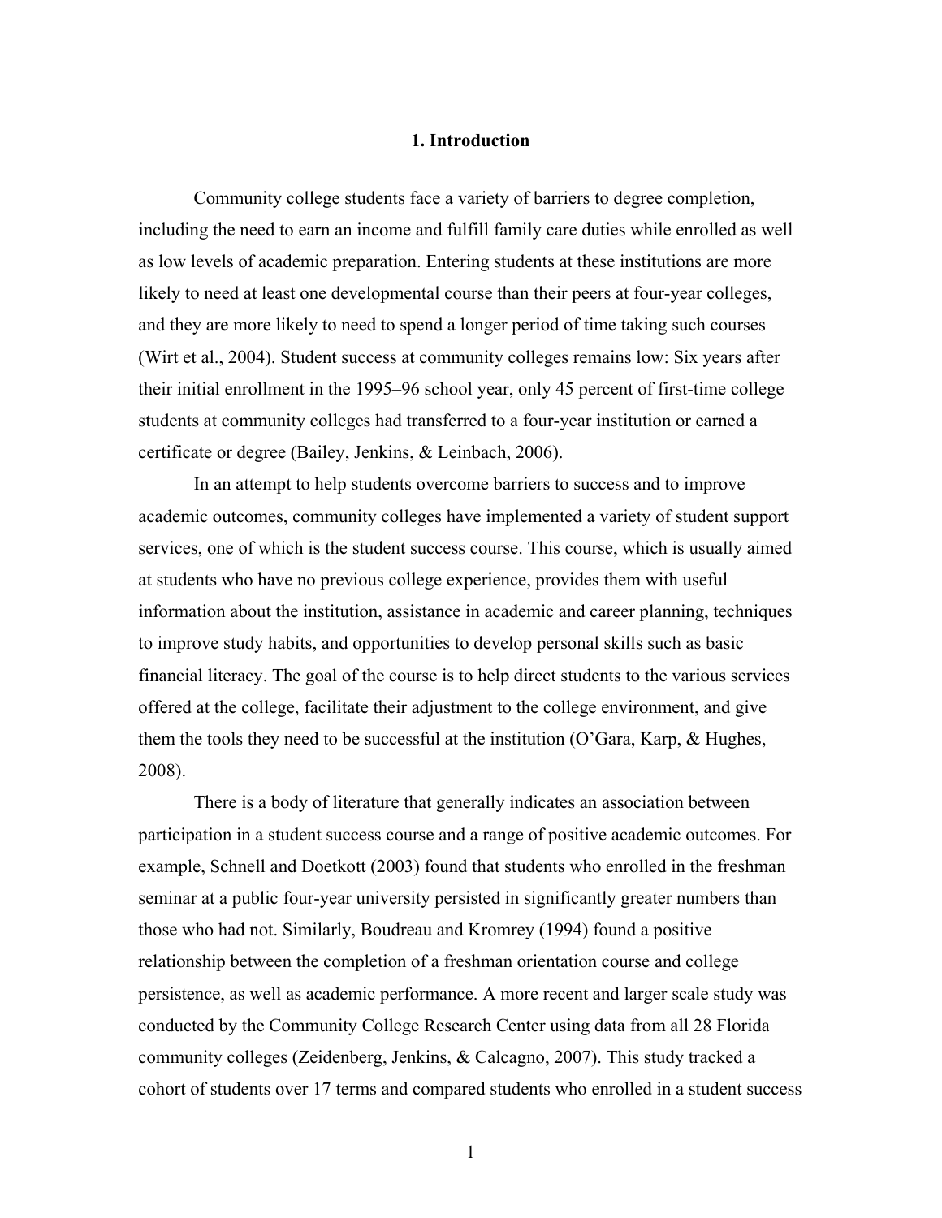# 1. Introduction

Community college students face a variety of barriers to degree completion, including the need to earn an income and fulfill family care duties while enrolled as well as low levels of academic preparation. Entering students at these institutions are more likely to need at least one developmental course than their peers at four-year colleges, and they are more likely to need to spend a longer period of time taking such courses (Wirt et al., 2004). Student success at community colleges remains low: Six years after their initial enrollment in the 1995–96 school year, only 45 percent of first-time college students at community colleges had transferred to a four-year institution or earned a certificate or degree (Bailey, Jenkins, & Leinbach, 2006).

In an attempt to help students overcome barriers to success and to improve academic outcomes, community colleges have implemented a variety of student support services, one of which is the student success course. This course, which is usually aimed at students who have no previous college experience, provides them with useful information about the institution, assistance in academic and career planning, techniques to improve study habits, and opportunities to develop personal skills such as basic financial literacy. The goal of the course is to help direct students to the various services offered at the college, facilitate their adjustment to the college environment, and give them the tools they need to be successful at the institution (O'Gara, Karp, & Hughes, 2008).

There is a body of literature that generally indicates an association between participation in a student success course and a range of positive academic outcomes. For example, Schnell and Doetkott (2003) found that students who enrolled in the freshman seminar at a public four-year university persisted in significantly greater numbers than those who had not. Similarly, Boudreau and Kromrey (1994) found a positive relationship between the completion of a freshman orientation course and college persistence, as well as academic performance. A more recent and larger scale study was conducted by the Community College Research Center using data from all 28 Florida community colleges (Zeidenberg, Jenkins, & Calcagno, 2007). This study tracked a cohort of students over 17 terms and compared students who enrolled in a student success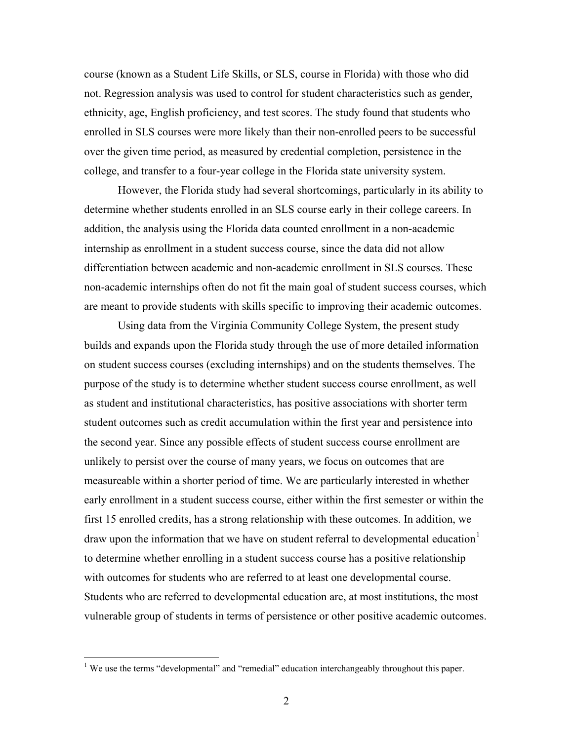course (known as a Student Life Skills, or SLS, course in Florida) with those who did not. Regression analysis was used to control for student characteristics such as gender, ethnicity, age, English proficiency, and test scores. The study found that students who enrolled in SLS courses were more likely than their non-enrolled peers to be successful over the given time period, as measured by credential completion, persistence in the college, and transfer to a four-year college in the Florida state university system.

However, the Florida study had several shortcomings, particularly in its ability to determine whether students enrolled in an SLS course early in their college careers. In addition, the analysis using the Florida data counted enrollment in a non-academic internship as enrollment in a student success course, since the data did not allow differentiation between academic and non-academic enrollment in SLS courses. These non-academic internships often do not fit the main goal of student success courses, which are meant to provide students with skills specific to improving their academic outcomes.

Using data from the Virginia Community College System, the present study builds and expands upon the Florida study through the use of more detailed information on student success courses (excluding internships) and on the students themselves. The purpose of the study is to determine whether student success course enrollment, as well as student and institutional characteristics, has positive associations with shorter term student outcomes such as credit accumulation within the first year and persistence into the second year. Since any possible effects of student success course enrollment are unlikely to persist over the course of many years, we focus on outcomes that are measureable within a shorter period of time. We are particularly interested in whether early enrollment in a student success course, either within the first semester or within the first 15 enrolled credits, has a strong relationship with these outcomes. In addition, we draw upon the information that we have on student referral to developmental education[1] to determine whether enrolling in a student success course has a positive relationship with outcomes for students who are referred to at least one developmental course. Students who are referred to developmental education are, at most institutions, the most vulnerable group of students in terms of persistence or other positive academic outcomes.

[1] We use the terms "developmental" and "remedial" education interchangeably throughout this paper.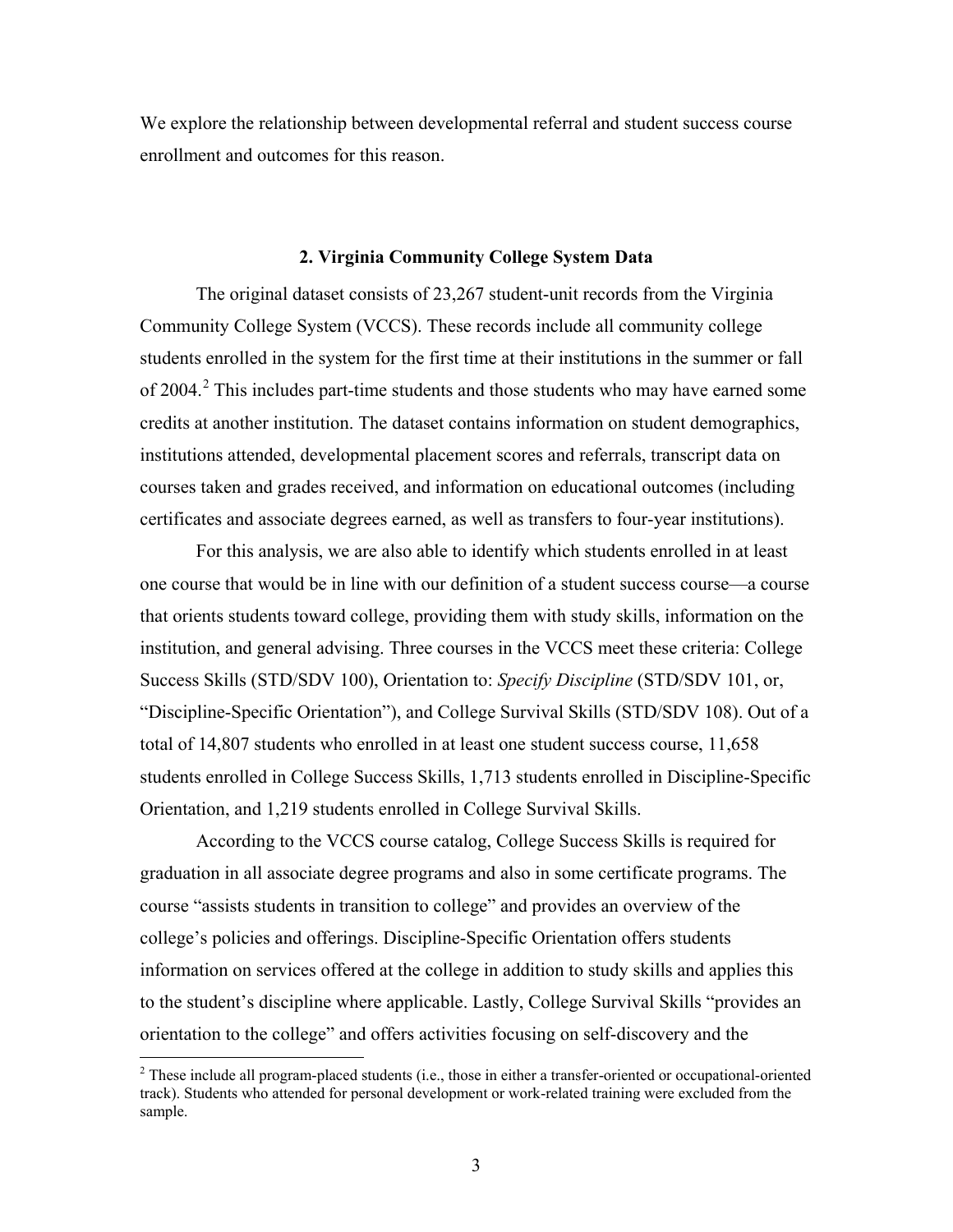We explore the relationship between developmental referral and student success course enrollment and outcomes for this reason.

## 2. Virginia Community College System Data

The original dataset consists of 23,267 student-unit records from the Virginia Community College System (VCCS). These records include all community college students enrolled in the system for the first time at their institutions in the summer or fall of 2004.[2] This includes part-time students and those students who may have earned some credits at another institution. The dataset contains information on student demographics, institutions attended, developmental placement scores and referrals, transcript data on courses taken and grades received, and information on educational outcomes (including certificates and associate degrees earned, as well as transfers to four-year institutions).

For this analysis, we are also able to identify which students enrolled in at least one course that would be in line with our definition of a student success course—a course that orients students toward college, providing them with study skills, information on the institution, and general advising. Three courses in the VCCS meet these criteria: College Success Skills (STD/SDV 100), Orientation to: *Specify Discipline* (STD/SDV 101, or, "Discipline-Specific Orientation"), and College Survival Skills (STD/SDV 108). Out of a total of 14,807 students who enrolled in at least one student success course, 11,658 students enrolled in College Success Skills, 1,713 students enrolled in Discipline-Specific Orientation, and 1,219 students enrolled in College Survival Skills.

According to the VCCS course catalog, College Success Skills is required for graduation in all associate degree programs and also in some certificate programs. The course "assists students in transition to college" and provides an overview of the college's policies and offerings. Discipline-Specific Orientation offers students information on services offered at the college in addition to study skills and applies this to the student's discipline where applicable. Lastly, College Survival Skills "provides an orientation to the college" and offers activities focusing on self-discovery and the

[2] These include all program-placed students (i.e., those in either a transfer-oriented or occupational-oriented track). Students who attended for personal development or work-related training were excluded from the sample.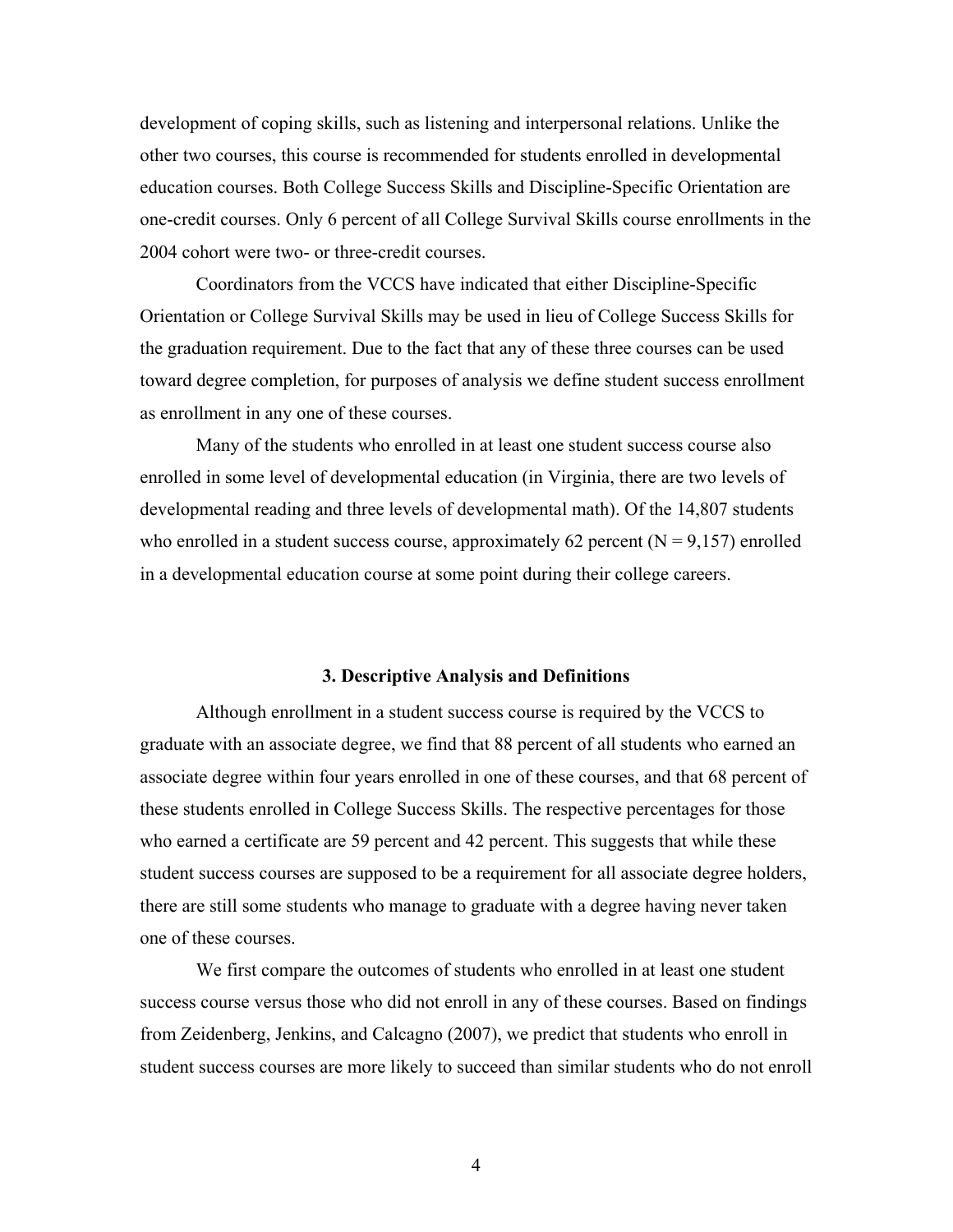development of coping skills, such as listening and interpersonal relations. Unlike the other two courses, this course is recommended for students enrolled in developmental education courses. Both College Success Skills and Discipline-Specific Orientation are one-credit courses. Only 6 percent of all College Survival Skills course enrollments in the 2004 cohort were two- or three-credit courses.

Coordinators from the VCCS have indicated that either Discipline-Specific Orientation or College Survival Skills may be used in lieu of College Success Skills for the graduation requirement. Due to the fact that any of these three courses can be used toward degree completion, for purposes of analysis we define student success enrollment as enrollment in any one of these courses.

Many of the students who enrolled in at least one student success course also enrolled in some level of developmental education (in Virginia, there are two levels of developmental reading and three levels of developmental math). Of the 14,807 students who enrolled in a student success course, approximately 62 percent (N = 9,157) enrolled in a developmental education course at some point during their college careers.

## 3. Descriptive Analysis and Definitions

Although enrollment in a student success course is required by the VCCS to graduate with an associate degree, we find that 88 percent of all students who earned an associate degree within four years enrolled in one of these courses, and that 68 percent of these students enrolled in College Success Skills. The respective percentages for those who earned a certificate are 59 percent and 42 percent. This suggests that while these student success courses are supposed to be a requirement for all associate degree holders, there are still some students who manage to graduate with a degree having never taken one of these courses.

We first compare the outcomes of students who enrolled in at least one student success course versus those who did not enroll in any of these courses. Based on findings from Zeidenberg, Jenkins, and Calcagno (2007), we predict that students who enroll in student success courses are more likely to succeed than similar students who do not enroll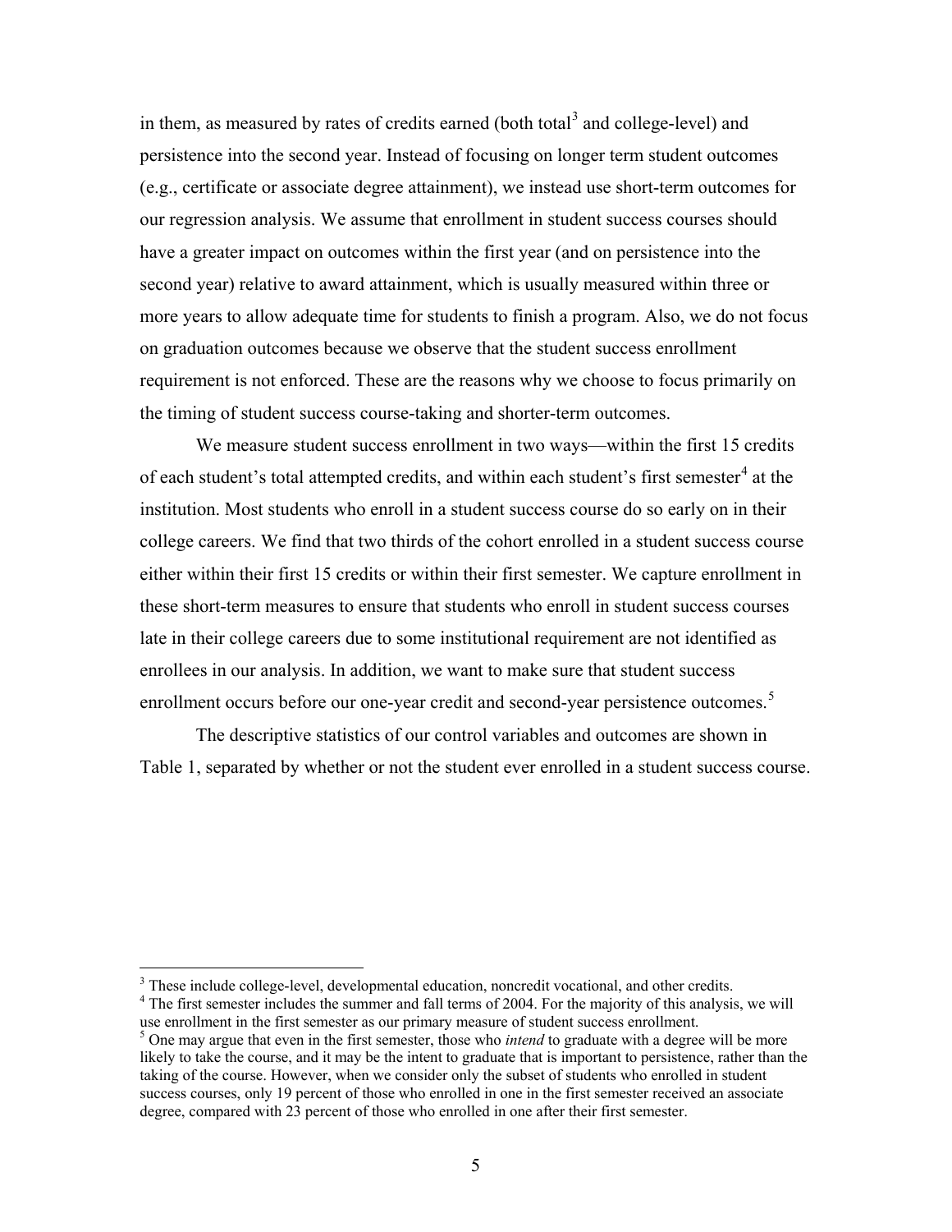in them, as measured by rates of credits earned (both total[3] and college-level) and persistence into the second year. Instead of focusing on longer term student outcomes (e.g., certificate or associate degree attainment), we instead use short-term outcomes for our regression analysis. We assume that enrollment in student success courses should have a greater impact on outcomes within the first year (and on persistence into the second year) relative to award attainment, which is usually measured within three or more years to allow adequate time for students to finish a program. Also, we do not focus on graduation outcomes because we observe that the student success enrollment requirement is not enforced. These are the reasons why we choose to focus primarily on the timing of student success course-taking and shorter-term outcomes.

We measure student success enrollment in two ways—within the first 15 credits of each student's total attempted credits, and within each student's first semester[4] at the institution. Most students who enroll in a student success course do so early on in their college careers. We find that two thirds of the cohort enrolled in a student success course either within their first 15 credits or within their first semester. We capture enrollment in these short-term measures to ensure that students who enroll in student success courses late in their college careers due to some institutional requirement are not identified as enrollees in our analysis. In addition, we want to make sure that student success enrollment occurs before our one-year credit and second-year persistence outcomes.[5]

The descriptive statistics of our control variables and outcomes are shown in Table 1, separated by whether or not the student ever enrolled in a student success course.

---

[3] These include college-level, developmental education, noncredit vocational, and other credits.

[4] The first semester includes the summer and fall terms of 2004. For the majority of this analysis, we will use enrollment in the first semester as our primary measure of student success enrollment.

[5] One may argue that even in the first semester, those who *intend* to graduate with a degree will be more likely to take the course, and it may be the intent to graduate that is important to persistence, rather than the taking of the course. However, when we consider only the subset of students who enrolled in student success courses, only 19 percent of those who enrolled in one in the first semester received an associate degree, compared with 23 percent of those who enrolled in one after their first semester.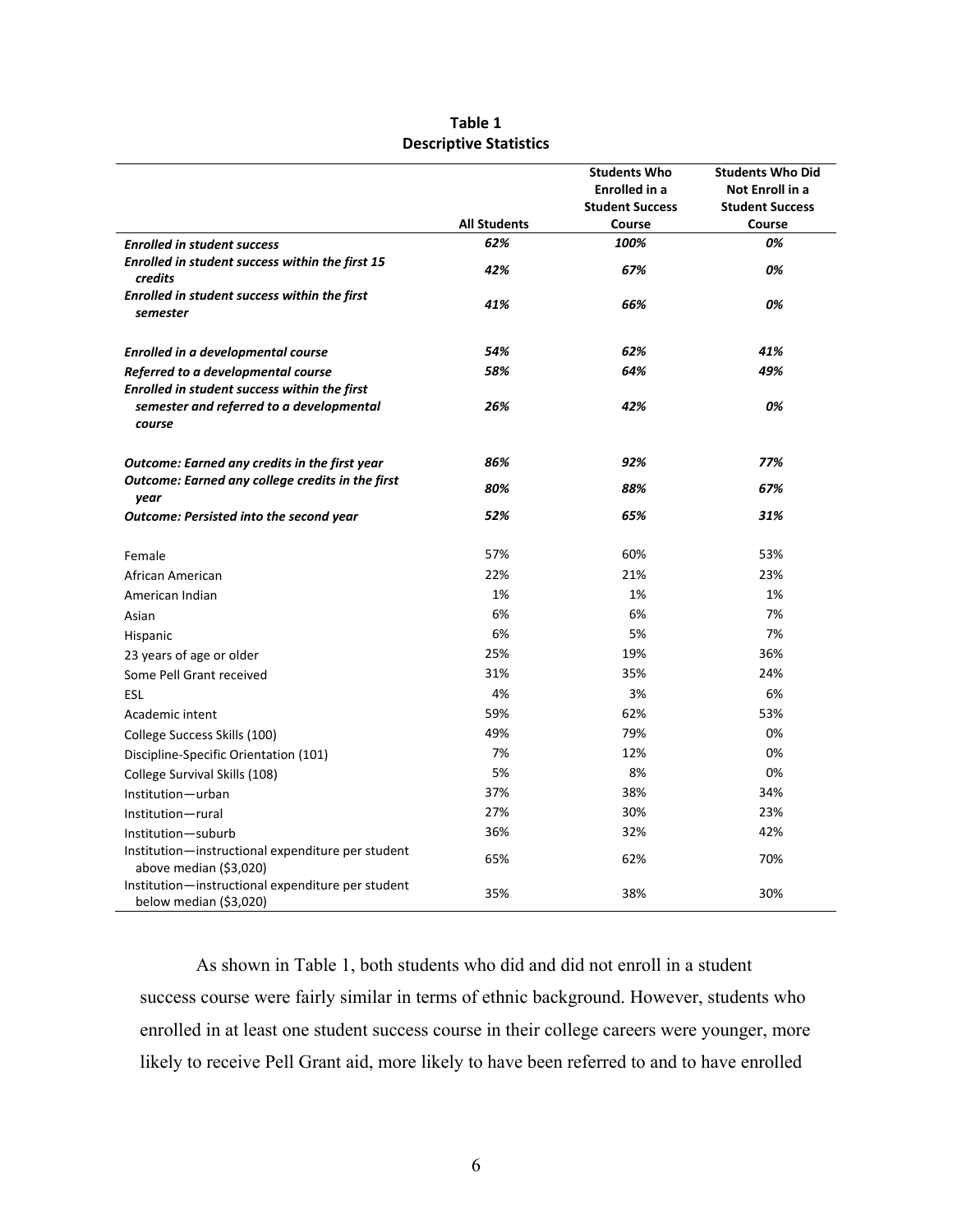**Table 1**
**Descriptive Statistics**

| | All Students | Students Who Enrolled in a Student Success Course | Students Who Did Not Enroll in a Student Success Course |
|---|---|---|---|
| ***Enrolled in student success*** | ***62%*** | ***100%*** | ***0%*** |
| ***Enrolled in student success within the first 15 credits*** | ***42%*** | ***67%*** | ***0%*** |
| ***Enrolled in student success within the first semester*** | ***41%*** | ***66%*** | ***0%*** |
| ***Enrolled in a developmental course*** | ***54%*** | ***62%*** | ***41%*** |
| ***Referred to a developmental course*** | ***58%*** | ***64%*** | ***49%*** |
| ***Enrolled in student success within the first semester and referred to a developmental course*** | ***26%*** | ***42%*** | ***0%*** |
| ***Outcome: Earned any credits in the first year*** | ***86%*** | ***92%*** | ***77%*** |
| ***Outcome: Earned any college credits in the first year*** | ***80%*** | ***88%*** | ***67%*** |
| ***Outcome: Persisted into the second year*** | ***52%*** | ***65%*** | ***31%*** |
| Female | 57% | 60% | 53% |
| African American | 22% | 21% | 23% |
| American Indian | 1% | 1% | 1% |
| Asian | 6% | 6% | 7% |
| Hispanic | 6% | 5% | 7% |
| 23 years of age or older | 25% | 19% | 36% |
| Some Pell Grant received | 31% | 35% | 24% |
| ESL | 4% | 3% | 6% |
| Academic intent | 59% | 62% | 53% |
| College Success Skills (100) | 49% | 79% | 0% |
| Discipline-Specific Orientation (101) | 7% | 12% | 0% |
| College Survival Skills (108) | 5% | 8% | 0% |
| Institution—urban | 37% | 38% | 34% |
| Institution—rural | 27% | 30% | 23% |
| Institution—suburb | 36% | 32% | 42% |
| Institution—instructional expenditure per student above median ($3,020) | 65% | 62% | 70% |
| Institution—instructional expenditure per student below median ($3,020) | 35% | 38% | 30% |

As shown in Table 1, both students who did and did not enroll in a student success course were fairly similar in terms of ethnic background. However, students who enrolled in at least one student success course in their college careers were younger, more likely to receive Pell Grant aid, more likely to have been referred to and to have enrolled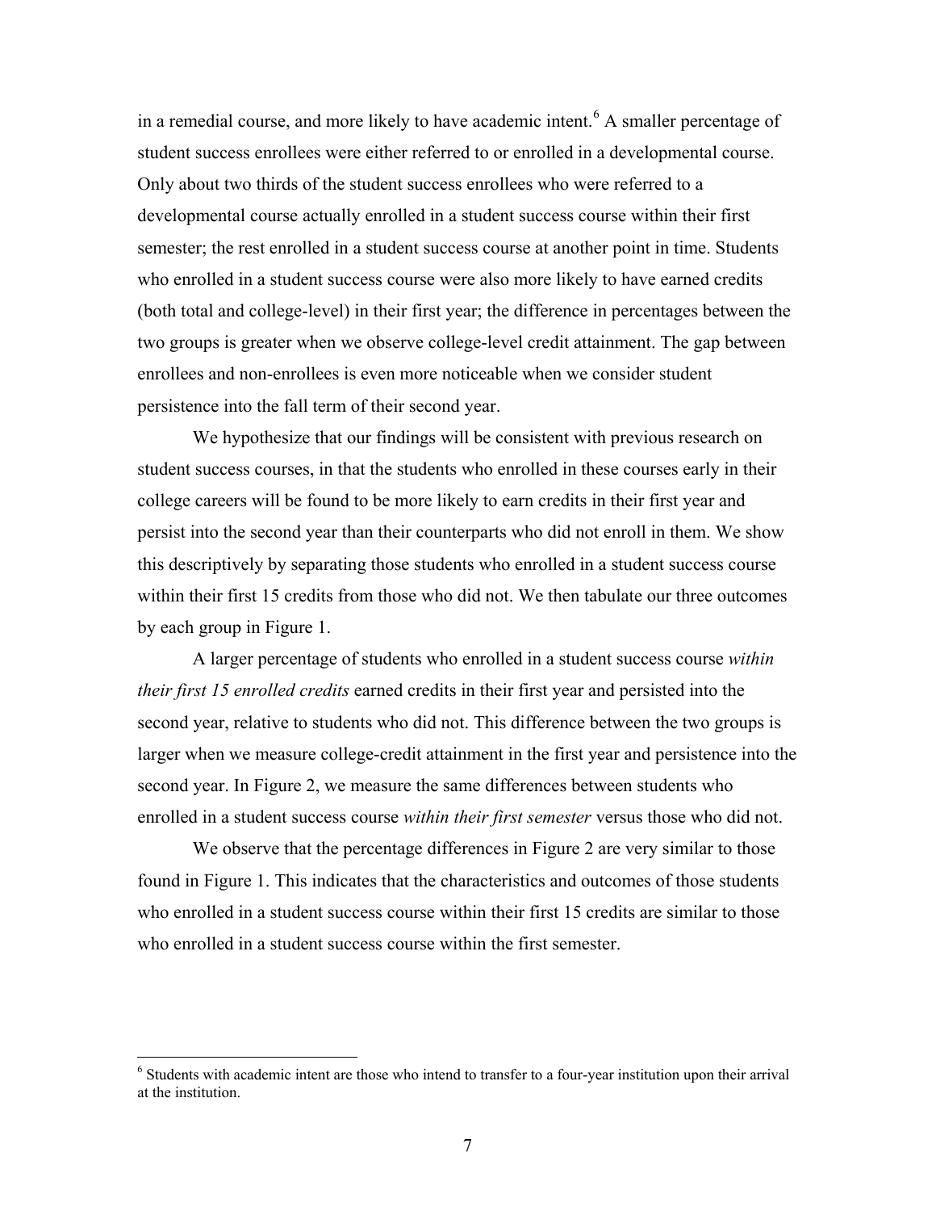in a remedial course, and more likely to have academic intent.[6] A smaller percentage of student success enrollees were either referred to or enrolled in a developmental course. Only about two thirds of the student success enrollees who were referred to a developmental course actually enrolled in a student success course within their first semester; the rest enrolled in a student success course at another point in time. Students who enrolled in a student success course were also more likely to have earned credits (both total and college-level) in their first year; the difference in percentages between the two groups is greater when we observe college-level credit attainment. The gap between enrollees and non-enrollees is even more noticeable when we consider student persistence into the fall term of their second year.

We hypothesize that our findings will be consistent with previous research on student success courses, in that the students who enrolled in these courses early in their college careers will be found to be more likely to earn credits in their first year and persist into the second year than their counterparts who did not enroll in them. We show this descriptively by separating those students who enrolled in a student success course within their first 15 credits from those who did not. We then tabulate our three outcomes by each group in Figure 1.

A larger percentage of students who enrolled in a student success course *within their first 15 enrolled credits* earned credits in their first year and persisted into the second year, relative to students who did not. This difference between the two groups is larger when we measure college-credit attainment in the first year and persistence into the second year. In Figure 2, we measure the same differences between students who enrolled in a student success course *within their first semester* versus those who did not.

We observe that the percentage differences in Figure 2 are very similar to those found in Figure 1. This indicates that the characteristics and outcomes of those students who enrolled in a student success course within their first 15 credits are similar to those who enrolled in a student success course within the first semester.

[6] Students with academic intent are those who intend to transfer to a four-year institution upon their arrival at the institution.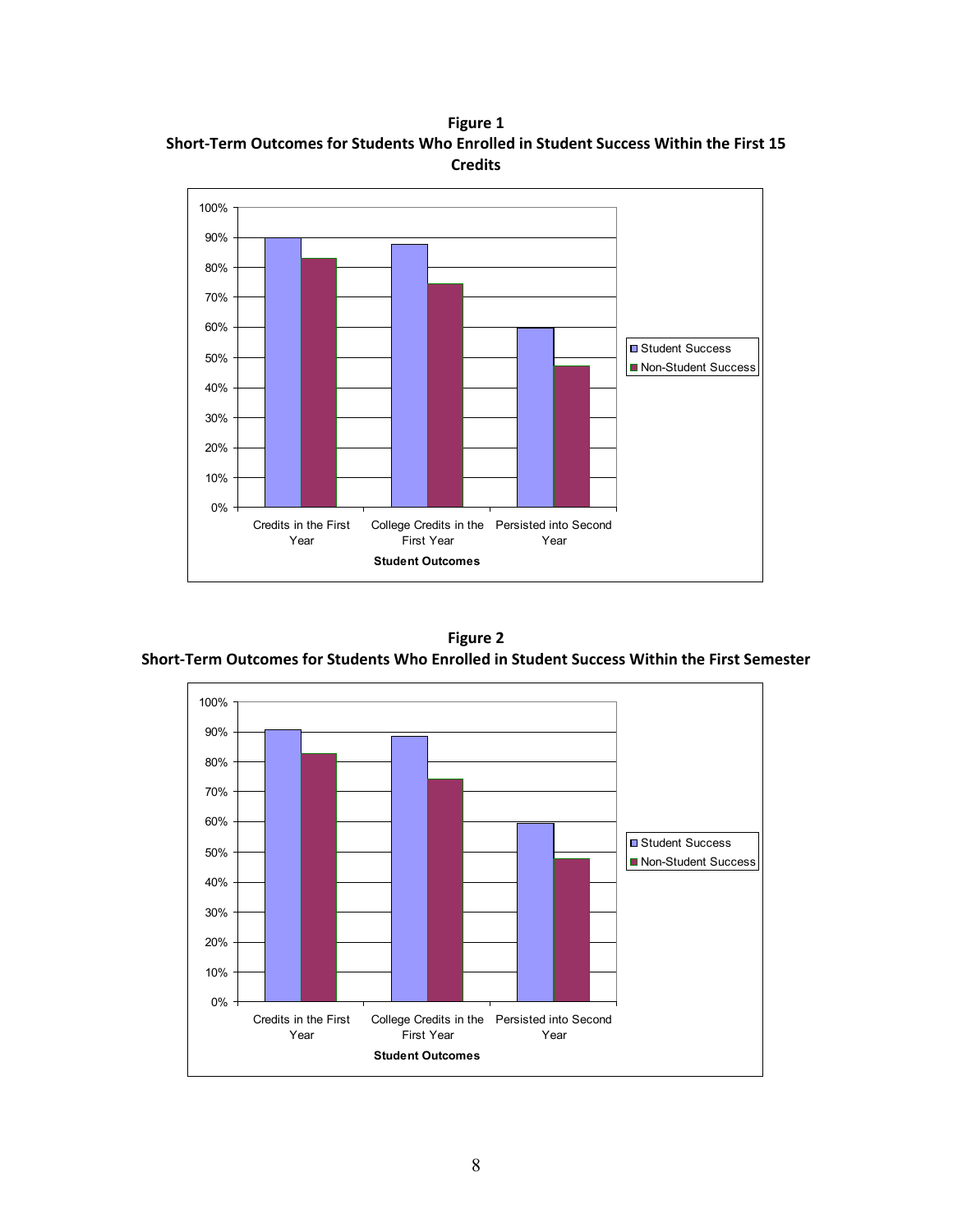**Figure 1**
**Short-Term Outcomes for Students Who Enrolled in Student Success Within the First 15 Credits**

**Figure 2**
**Short-Term Outcomes for Students Who Enrolled in Student Success Within the First Semester**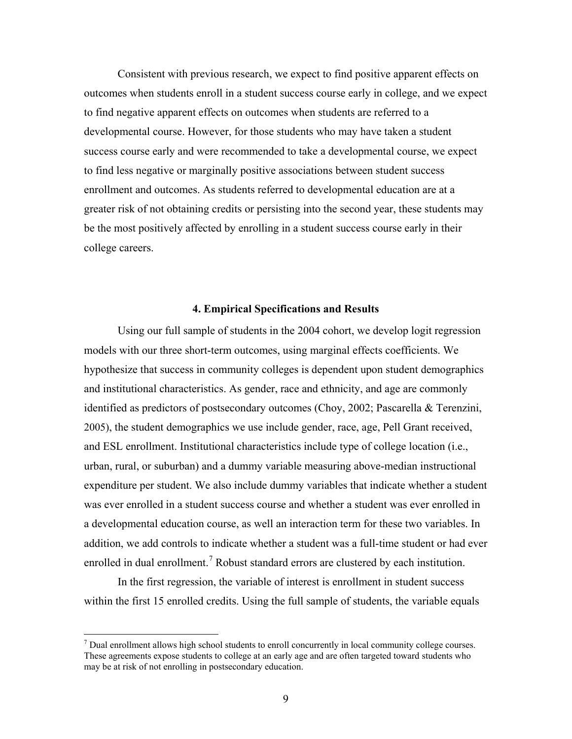Consistent with previous research, we expect to find positive apparent effects on outcomes when students enroll in a student success course early in college, and we expect to find negative apparent effects on outcomes when students are referred to a developmental course. However, for those students who may have taken a student success course early and were recommended to take a developmental course, we expect to find less negative or marginally positive associations between student success enrollment and outcomes. As students referred to developmental education are at a greater risk of not obtaining credits or persisting into the second year, these students may be the most positively affected by enrolling in a student success course early in their college careers.

## 4. Empirical Specifications and Results

Using our full sample of students in the 2004 cohort, we develop logit regression models with our three short-term outcomes, using marginal effects coefficients. We hypothesize that success in community colleges is dependent upon student demographics and institutional characteristics. As gender, race and ethnicity, and age are commonly identified as predictors of postsecondary outcomes (Choy, 2002; Pascarella & Terenzini, 2005), the student demographics we use include gender, race, age, Pell Grant received, and ESL enrollment. Institutional characteristics include type of college location (i.e., urban, rural, or suburban) and a dummy variable measuring above-median instructional expenditure per student. We also include dummy variables that indicate whether a student was ever enrolled in a student success course and whether a student was ever enrolled in a developmental education course, as well an interaction term for these two variables. In addition, we add controls to indicate whether a student was a full-time student or had ever enrolled in dual enrollment.[7] Robust standard errors are clustered by each institution.

In the first regression, the variable of interest is enrollment in student success within the first 15 enrolled credits. Using the full sample of students, the variable equals

[7] Dual enrollment allows high school students to enroll concurrently in local community college courses. These agreements expose students to college at an early age and are often targeted toward students who may be at risk of not enrolling in postsecondary education.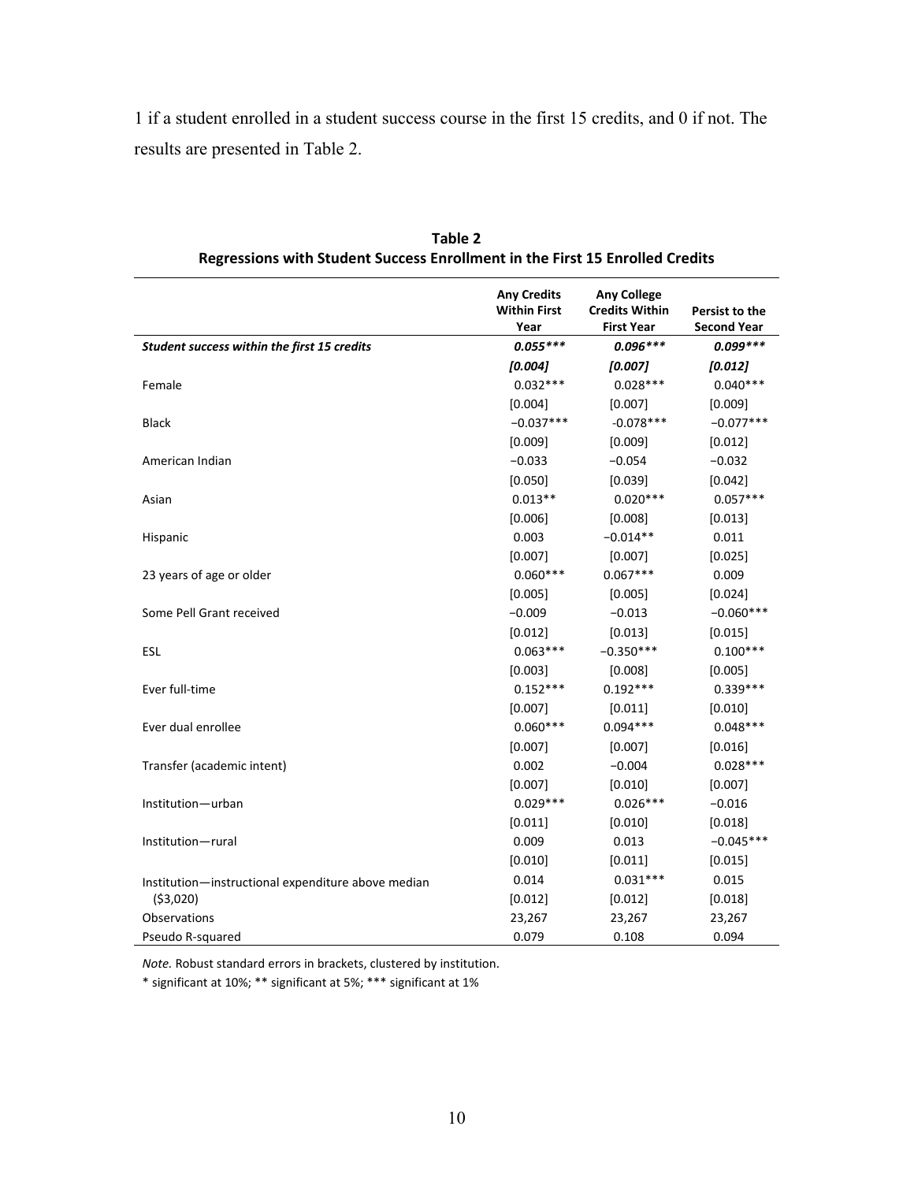1 if a student enrolled in a student success course in the first 15 credits, and 0 if not. The results are presented in Table 2.

**Table 2**
**Regressions with Student Success Enrollment in the First 15 Enrolled Credits**

| | Any Credits Within First Year | Any College Credits Within First Year | Persist to the Second Year |
|---|---|---|---|
| ***Student success within the first 15 credits*** | ***0.055**** | ***0.096**** | ***0.099**** |
| | ***[0.004]*** | ***[0.007]*** | ***[0.012]*** |
| Female | 0.032*** | 0.028*** | 0.040*** |
| | [0.004] | [0.007] | [0.009] |
| Black | −0.037*** | −0.078*** | −0.077*** |
| | [0.009] | [0.009] | [0.012] |
| American Indian | −0.033 | −0.054 | −0.032 |
| | [0.050] | [0.039] | [0.042] |
| Asian | 0.013** | 0.020*** | 0.057*** |
| | [0.006] | [0.008] | [0.013] |
| Hispanic | 0.003 | −0.014** | 0.011 |
| | [0.007] | [0.007] | [0.025] |
| 23 years of age or older | 0.060*** | 0.067*** | 0.009 |
| | [0.005] | [0.005] | [0.024] |
| Some Pell Grant received | −0.009 | −0.013 | −0.060*** |
| | [0.012] | [0.013] | [0.015] |
| ESL | 0.063*** | −0.350*** | 0.100*** |
| | [0.003] | [0.008] | [0.005] |
| Ever full-time | 0.152*** | 0.192*** | 0.339*** |
| | [0.007] | [0.011] | [0.010] |
| Ever dual enrollee | 0.060*** | 0.094*** | 0.048*** |
| | [0.007] | [0.007] | [0.016] |
| Transfer (academic intent) | 0.002 | −0.004 | 0.028*** |
| | [0.007] | [0.010] | [0.007] |
| Institution—urban | 0.029*** | 0.026*** | −0.016 |
| | [0.011] | [0.010] | [0.018] |
| Institution—rural | 0.009 | 0.013 | −0.045*** |
| | [0.010] | [0.011] | [0.015] |
| Institution—instructional expenditure above median | 0.014 | 0.031*** | 0.015 |
| ($3,020) | [0.012] | [0.012] | [0.018] |
| Observations | 23,267 | 23,267 | 23,267 |
| Pseudo R-squared | 0.079 | 0.108 | 0.094 |

*Note.* Robust standard errors in brackets, clustered by institution.

* significant at 10%; ** significant at 5%; *** significant at 1%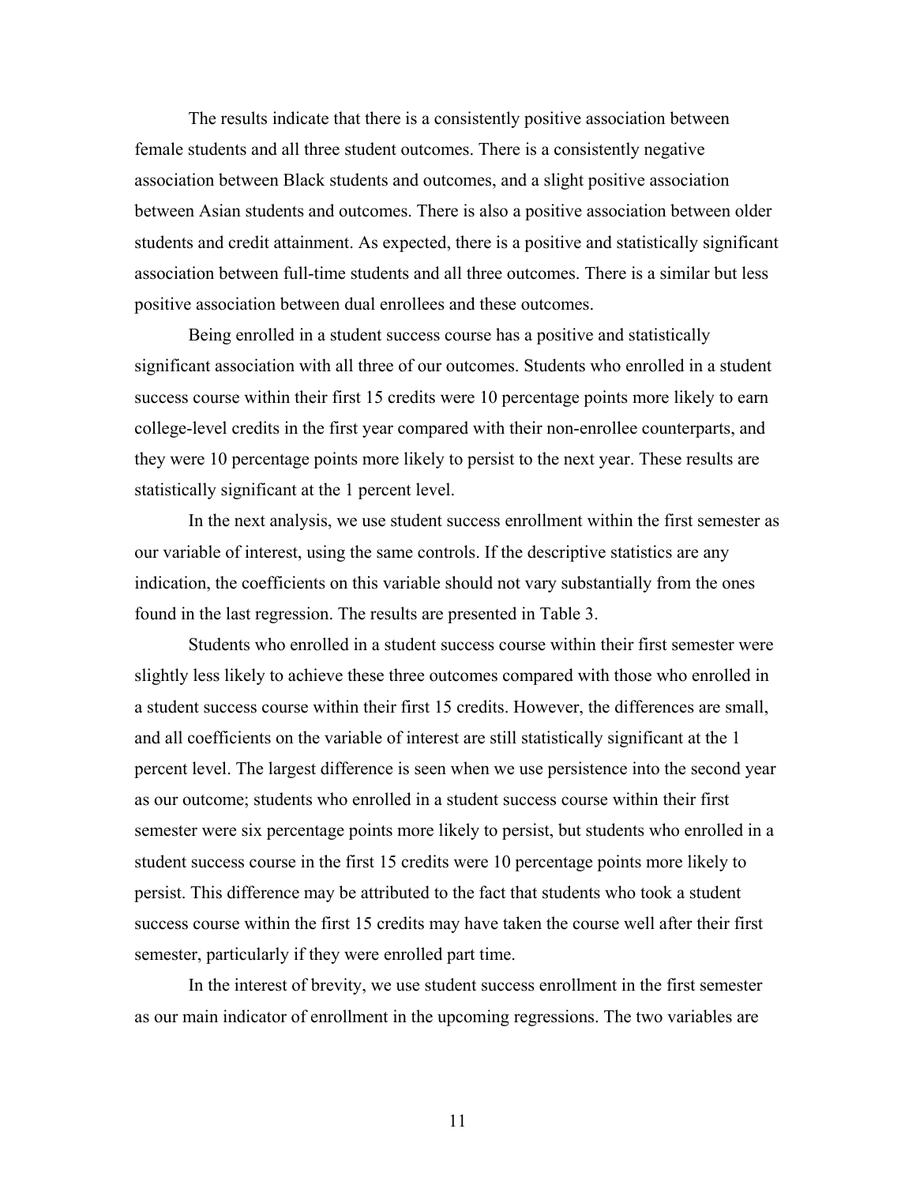The results indicate that there is a consistently positive association between female students and all three student outcomes. There is a consistently negative association between Black students and outcomes, and a slight positive association between Asian students and outcomes. There is also a positive association between older students and credit attainment. As expected, there is a positive and statistically significant association between full-time students and all three outcomes. There is a similar but less positive association between dual enrollees and these outcomes.

Being enrolled in a student success course has a positive and statistically significant association with all three of our outcomes. Students who enrolled in a student success course within their first 15 credits were 10 percentage points more likely to earn college-level credits in the first year compared with their non-enrollee counterparts, and they were 10 percentage points more likely to persist to the next year. These results are statistically significant at the 1 percent level.

In the next analysis, we use student success enrollment within the first semester as our variable of interest, using the same controls. If the descriptive statistics are any indication, the coefficients on this variable should not vary substantially from the ones found in the last regression. The results are presented in Table 3.

Students who enrolled in a student success course within their first semester were slightly less likely to achieve these three outcomes compared with those who enrolled in a student success course within their first 15 credits. However, the differences are small, and all coefficients on the variable of interest are still statistically significant at the 1 percent level. The largest difference is seen when we use persistence into the second year as our outcome; students who enrolled in a student success course within their first semester were six percentage points more likely to persist, but students who enrolled in a student success course in the first 15 credits were 10 percentage points more likely to persist. This difference may be attributed to the fact that students who took a student success course within the first 15 credits may have taken the course well after their first semester, particularly if they were enrolled part time.

In the interest of brevity, we use student success enrollment in the first semester as our main indicator of enrollment in the upcoming regressions. The two variables are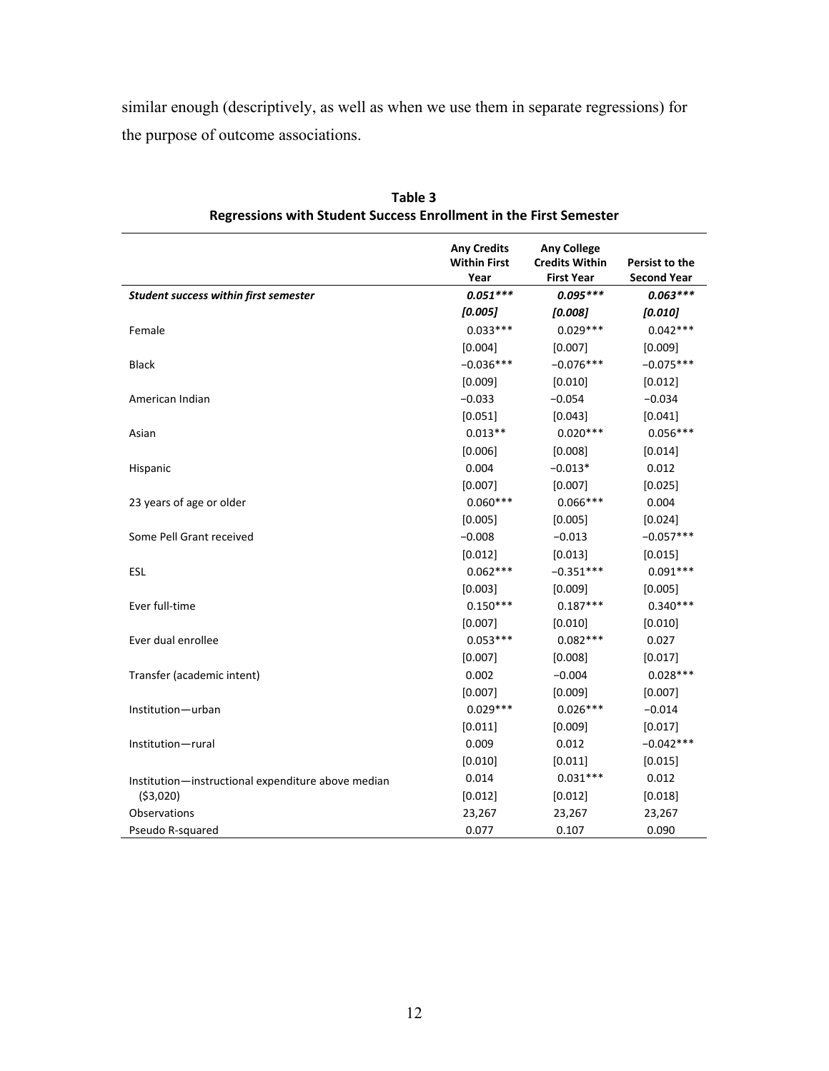similar enough (descriptively, as well as when we use them in separate regressions) for the purpose of outcome associations.

**Table 3**
**Regressions with Student Success Enrollment in the First Semester**

| | Any Credits Within First Year | Any College Credits Within First Year | Persist to the Second Year |
|---|---|---|---|
| ***Student success within first semester*** | ***0.051**** | ***0.095**** | ***0.063**** |
| | ***[0.005]*** | ***[0.008]*** | ***[0.010]*** |
| Female | 0.033*** | 0.029*** | 0.042*** |
| | [0.004] | [0.007] | [0.009] |
| Black | −0.036*** | −0.076*** | −0.075*** |
| | [0.009] | [0.010] | [0.012] |
| American Indian | −0.033 | −0.054 | −0.034 |
| | [0.051] | [0.043] | [0.041] |
| Asian | 0.013** | 0.020*** | 0.056*** |
| | [0.006] | [0.008] | [0.014] |
| Hispanic | 0.004 | −0.013* | 0.012 |
| | [0.007] | [0.007] | [0.025] |
| 23 years of age or older | 0.060*** | 0.066*** | 0.004 |
| | [0.005] | [0.005] | [0.024] |
| Some Pell Grant received | −0.008 | −0.013 | −0.057*** |
| | [0.012] | [0.013] | [0.015] |
| ESL | 0.062*** | −0.351*** | 0.091*** |
| | [0.003] | [0.009] | [0.005] |
| Ever full-time | 0.150*** | 0.187*** | 0.340*** |
| | [0.007] | [0.010] | [0.010] |
| Ever dual enrollee | 0.053*** | 0.082*** | 0.027 |
| | [0.007] | [0.008] | [0.017] |
| Transfer (academic intent) | 0.002 | −0.004 | 0.028*** |
| | [0.007] | [0.009] | [0.007] |
| Institution—urban | 0.029*** | 0.026*** | −0.014 |
| | [0.011] | [0.009] | [0.017] |
| Institution—rural | 0.009 | 0.012 | −0.042*** |
| | [0.010] | [0.011] | [0.015] |
| Institution—instructional expenditure above median | 0.014 | 0.031*** | 0.012 |
| ($3,020) | [0.012] | [0.012] | [0.018] |
| Observations | 23,267 | 23,267 | 23,267 |
| Pseudo R-squared | 0.077 | 0.107 | 0.090 |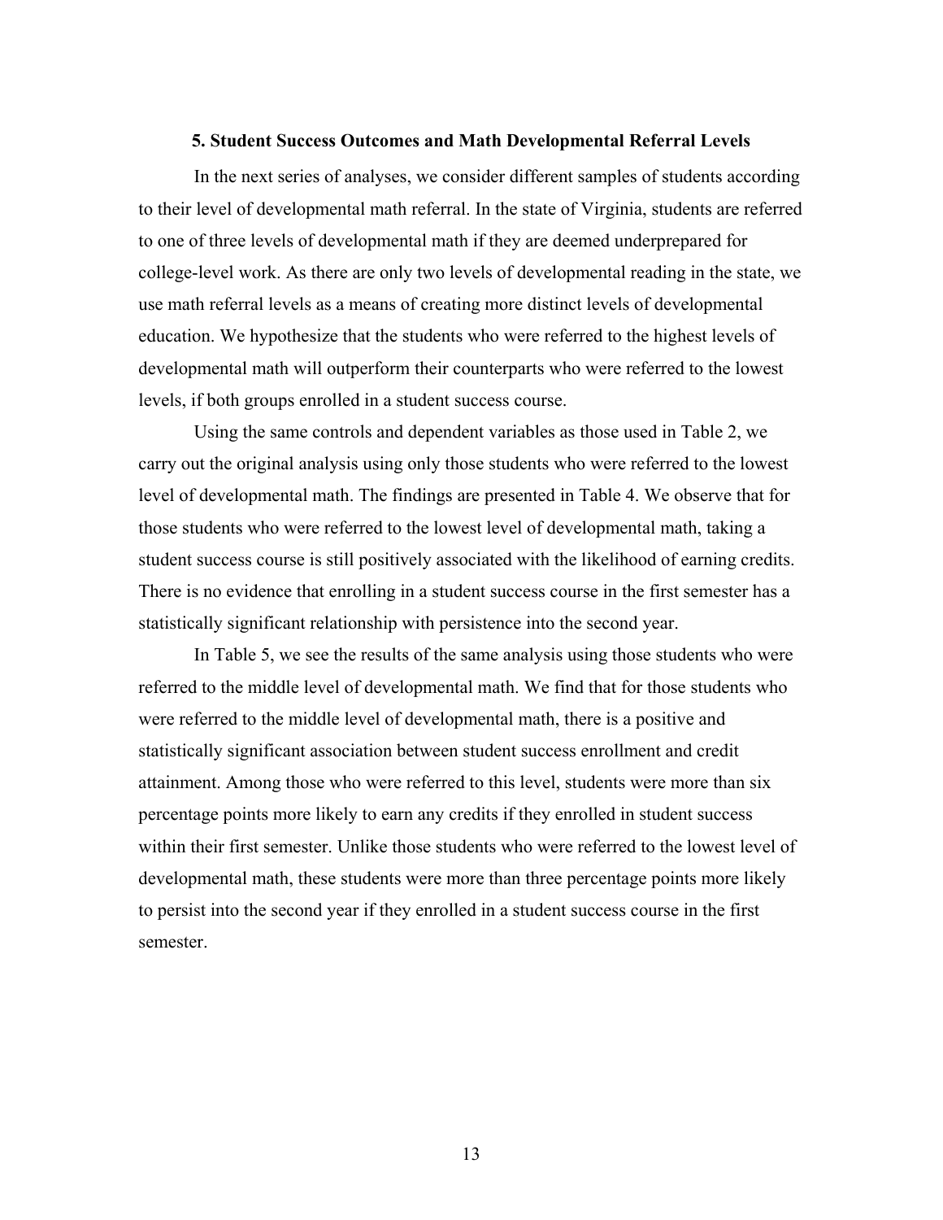### 5. Student Success Outcomes and Math Developmental Referral Levels

In the next series of analyses, we consider different samples of students according to their level of developmental math referral. In the state of Virginia, students are referred to one of three levels of developmental math if they are deemed underprepared for college-level work. As there are only two levels of developmental reading in the state, we use math referral levels as a means of creating more distinct levels of developmental education. We hypothesize that the students who were referred to the highest levels of developmental math will outperform their counterparts who were referred to the lowest levels, if both groups enrolled in a student success course.

Using the same controls and dependent variables as those used in Table 2, we carry out the original analysis using only those students who were referred to the lowest level of developmental math. The findings are presented in Table 4. We observe that for those students who were referred to the lowest level of developmental math, taking a student success course is still positively associated with the likelihood of earning credits. There is no evidence that enrolling in a student success course in the first semester has a statistically significant relationship with persistence into the second year.

In Table 5, we see the results of the same analysis using those students who were referred to the middle level of developmental math. We find that for those students who were referred to the middle level of developmental math, there is a positive and statistically significant association between student success enrollment and credit attainment. Among those who were referred to this level, students were more than six percentage points more likely to earn any credits if they enrolled in student success within their first semester. Unlike those students who were referred to the lowest level of developmental math, these students were more than three percentage points more likely to persist into the second year if they enrolled in a student success course in the first semester.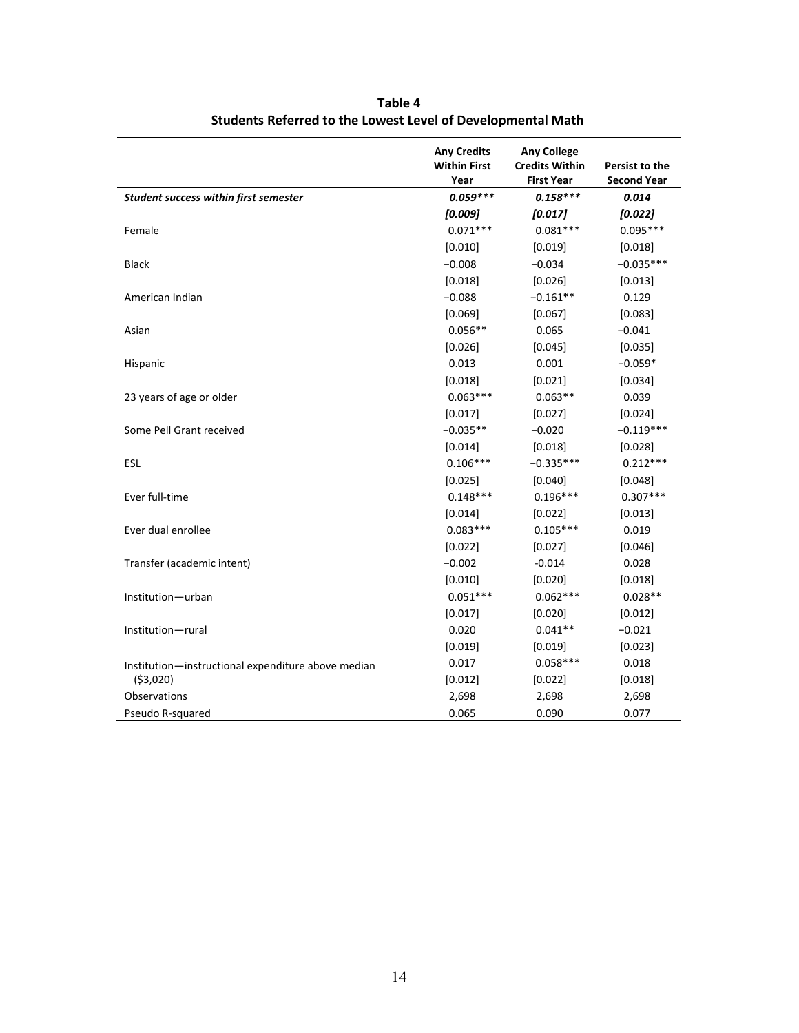**Table 4**
**Students Referred to the Lowest Level of Developmental Math**

| | Any Credits Within First Year | Any College Credits Within First Year | Persist to the Second Year |
|---|---|---|---|
| ***Student success within first semester*** | ***0.059\*\*\**** | ***0.158\*\*\**** | ***0.014*** |
| | ***[0.009]*** | ***[0.017]*** | ***[0.022]*** |
| Female | 0.071*** | 0.081*** | 0.095*** |
| | [0.010] | [0.019] | [0.018] |
| Black | −0.008 | −0.034 | −0.035*** |
| | [0.018] | [0.026] | [0.013] |
| American Indian | −0.088 | −0.161** | 0.129 |
| | [0.069] | [0.067] | [0.083] |
| Asian | 0.056** | 0.065 | −0.041 |
| | [0.026] | [0.045] | [0.035] |
| Hispanic | 0.013 | 0.001 | −0.059* |
| | [0.018] | [0.021] | [0.034] |
| 23 years of age or older | 0.063*** | 0.063** | 0.039 |
| | [0.017] | [0.027] | [0.024] |
| Some Pell Grant received | −0.035** | −0.020 | −0.119*** |
| | [0.014] | [0.018] | [0.028] |
| ESL | 0.106*** | −0.335*** | 0.212*** |
| | [0.025] | [0.040] | [0.048] |
| Ever full-time | 0.148*** | 0.196*** | 0.307*** |
| | [0.014] | [0.022] | [0.013] |
| Ever dual enrollee | 0.083*** | 0.105*** | 0.019 |
| | [0.022] | [0.027] | [0.046] |
| Transfer (academic intent) | −0.002 | -0.014 | 0.028 |
| | [0.010] | [0.020] | [0.018] |
| Institution—urban | 0.051*** | 0.062*** | 0.028** |
| | [0.017] | [0.020] | [0.012] |
| Institution—rural | 0.020 | 0.041** | −0.021 |
| | [0.019] | [0.019] | [0.023] |
| Institution—instructional expenditure above median ($3,020) | 0.017 | 0.058*** | 0.018 |
| | [0.012] | [0.022] | [0.018] |
| Observations | 2,698 | 2,698 | 2,698 |
| Pseudo R-squared | 0.065 | 0.090 | 0.077 |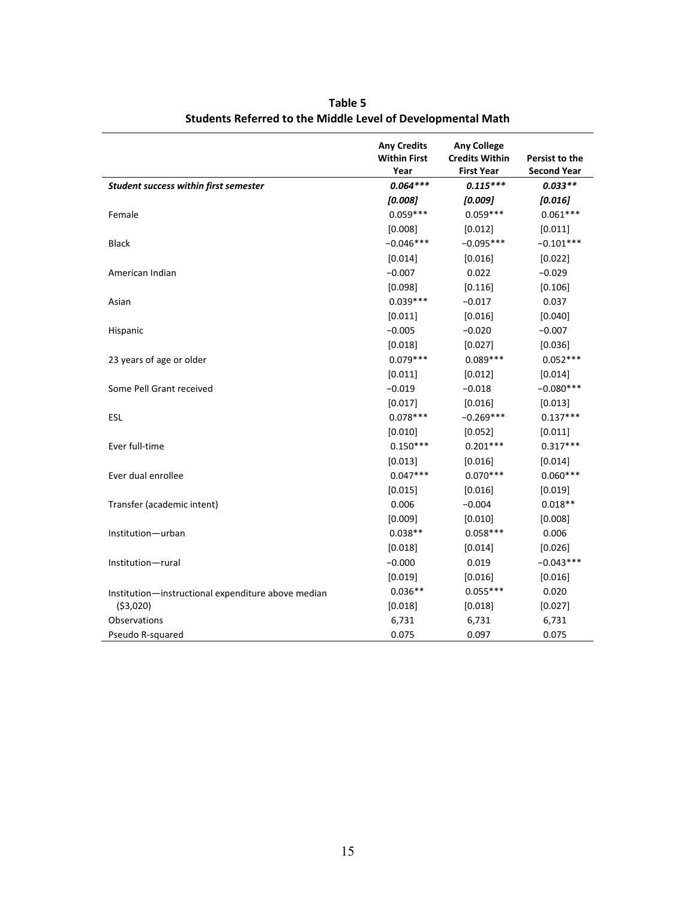**Table 5**
**Students Referred to the Middle Level of Developmental Math**

| | Any Credits Within First Year | Any College Credits Within First Year | Persist to the Second Year |
|---|---|---|---|
| ***Student success within first semester*** | ***0.064**** | ***0.115**** | ***0.033*** |
| | ***[0.008]*** | ***[0.009]*** | ***[0.016]*** |
| Female | 0.059*** | 0.059*** | 0.061*** |
| | [0.008] | [0.012] | [0.011] |
| Black | −0.046*** | −0.095*** | −0.101*** |
| | [0.014] | [0.016] | [0.022] |
| American Indian | −0.007 | 0.022 | −0.029 |
| | [0.098] | [0.116] | [0.106] |
| Asian | 0.039*** | −0.017 | 0.037 |
| | [0.011] | [0.016] | [0.040] |
| Hispanic | −0.005 | −0.020 | −0.007 |
| | [0.018] | [0.027] | [0.036] |
| 23 years of age or older | 0.079*** | 0.089*** | 0.052*** |
| | [0.011] | [0.012] | [0.014] |
| Some Pell Grant received | −0.019 | −0.018 | −0.080*** |
| | [0.017] | [0.016] | [0.013] |
| ESL | 0.078*** | −0.269*** | 0.137*** |
| | [0.010] | [0.052] | [0.011] |
| Ever full-time | 0.150*** | 0.201*** | 0.317*** |
| | [0.013] | [0.016] | [0.014] |
| Ever dual enrollee | 0.047*** | 0.070*** | 0.060*** |
| | [0.015] | [0.016] | [0.019] |
| Transfer (academic intent) | 0.006 | −0.004 | 0.018** |
| | [0.009] | [0.010] | [0.008] |
| Institution—urban | 0.038** | 0.058*** | 0.006 |
| | [0.018] | [0.014] | [0.026] |
| Institution—rural | −0.000 | 0.019 | −0.043*** |
| | [0.019] | [0.016] | [0.016] |
| Institution—instructional expenditure above median | 0.036** | 0.055*** | 0.020 |
| ($3,020) | [0.018] | [0.018] | [0.027] |
| Observations | 6,731 | 6,731 | 6,731 |
| Pseudo R-squared | 0.075 | 0.097 | 0.075 |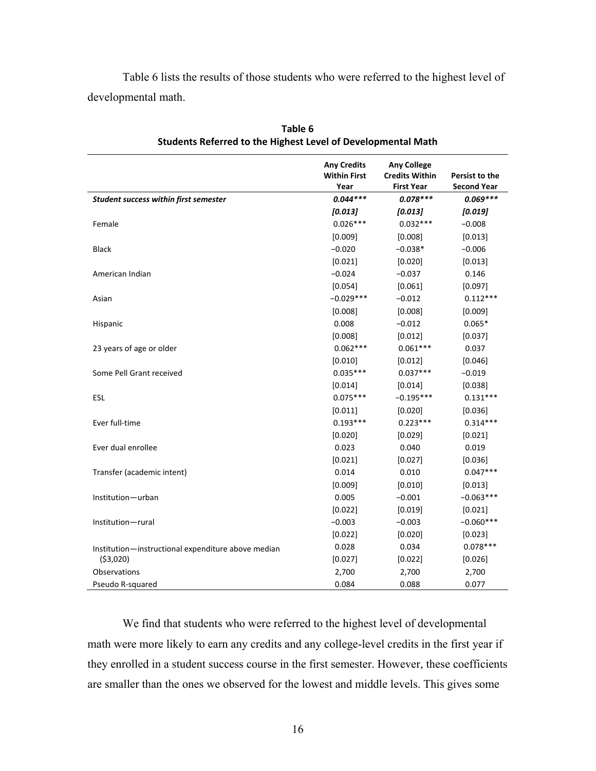Table 6 lists the results of those students who were referred to the highest level of developmental math.

**Table 6**
**Students Referred to the Highest Level of Developmental Math**

| | Any Credits Within First Year | Any College Credits Within First Year | Persist to the Second Year |
|---|---|---|---|
| ***Student success within first semester*** | ***0.044**** ** | ***0.078**** ** | ***0.069**** ** |
| | ***[0.013]*** | ***[0.013]*** | ***[0.019]*** |
| Female | 0.026*** | 0.032*** | −0.008 |
| | [0.009] | [0.008] | [0.013] |
| Black | −0.020 | −0.038* | −0.006 |
| | [0.021] | [0.020] | [0.013] |
| American Indian | −0.024 | −0.037 | 0.146 |
| | [0.054] | [0.061] | [0.097] |
| Asian | −0.029*** | −0.012 | 0.112*** |
| | [0.008] | [0.008] | [0.009] |
| Hispanic | 0.008 | −0.012 | 0.065* |
| | [0.008] | [0.012] | [0.037] |
| 23 years of age or older | 0.062*** | 0.061*** | 0.037 |
| | [0.010] | [0.012] | [0.046] |
| Some Pell Grant received | 0.035*** | 0.037*** | −0.019 |
| | [0.014] | [0.014] | [0.038] |
| ESL | 0.075*** | −0.195*** | 0.131*** |
| | [0.011] | [0.020] | [0.036] |
| Ever full-time | 0.193*** | 0.223*** | 0.314*** |
| | [0.020] | [0.029] | [0.021] |
| Ever dual enrollee | 0.023 | 0.040 | 0.019 |
| | [0.021] | [0.027] | [0.036] |
| Transfer (academic intent) | 0.014 | 0.010 | 0.047*** |
| | [0.009] | [0.010] | [0.013] |
| Institution—urban | 0.005 | −0.001 | −0.063*** |
| | [0.022] | [0.019] | [0.021] |
| Institution—rural | −0.003 | −0.003 | −0.060*** |
| | [0.022] | [0.020] | [0.023] |
| Institution—instructional expenditure above median ($3,020) | 0.028 | 0.034 | 0.078*** |
| | [0.027] | [0.022] | [0.026] |
| Observations | 2,700 | 2,700 | 2,700 |
| Pseudo R-squared | 0.084 | 0.088 | 0.077 |

We find that students who were referred to the highest level of developmental math were more likely to earn any credits and any college-level credits in the first year if they enrolled in a student success course in the first semester. However, these coefficients are smaller than the ones we observed for the lowest and middle levels. This gives some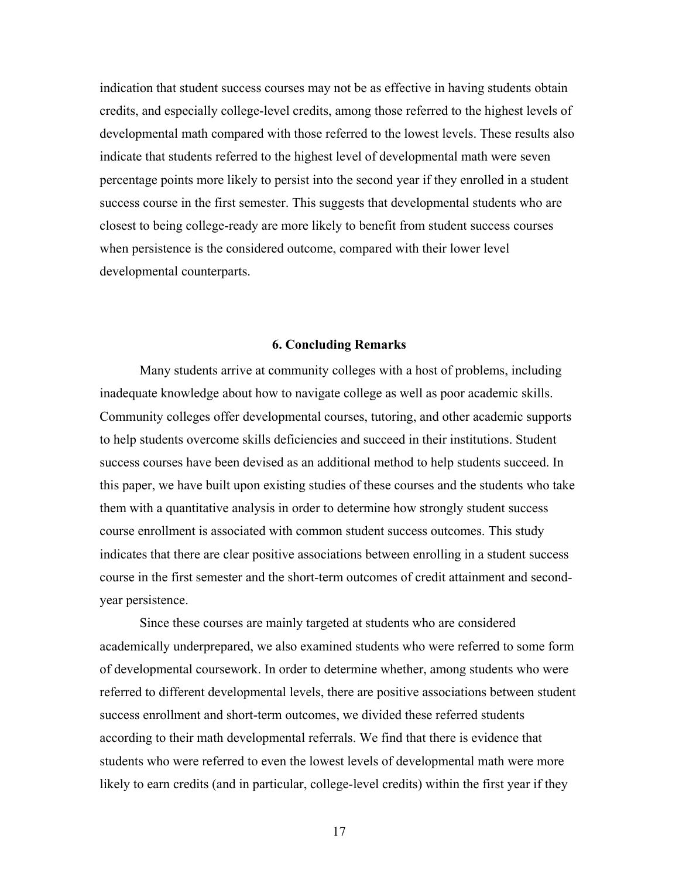indication that student success courses may not be as effective in having students obtain credits, and especially college-level credits, among those referred to the highest levels of developmental math compared with those referred to the lowest levels. These results also indicate that students referred to the highest level of developmental math were seven percentage points more likely to persist into the second year if they enrolled in a student success course in the first semester. This suggests that developmental students who are closest to being college-ready are more likely to benefit from student success courses when persistence is the considered outcome, compared with their lower level developmental counterparts.

## 6. Concluding Remarks

Many students arrive at community colleges with a host of problems, including inadequate knowledge about how to navigate college as well as poor academic skills. Community colleges offer developmental courses, tutoring, and other academic supports to help students overcome skills deficiencies and succeed in their institutions. Student success courses have been devised as an additional method to help students succeed. In this paper, we have built upon existing studies of these courses and the students who take them with a quantitative analysis in order to determine how strongly student success course enrollment is associated with common student success outcomes. This study indicates that there are clear positive associations between enrolling in a student success course in the first semester and the short-term outcomes of credit attainment and second-year persistence.

Since these courses are mainly targeted at students who are considered academically underprepared, we also examined students who were referred to some form of developmental coursework. In order to determine whether, among students who were referred to different developmental levels, there are positive associations between student success enrollment and short-term outcomes, we divided these referred students according to their math developmental referrals. We find that there is evidence that students who were referred to even the lowest levels of developmental math were more likely to earn credits (and in particular, college-level credits) within the first year if they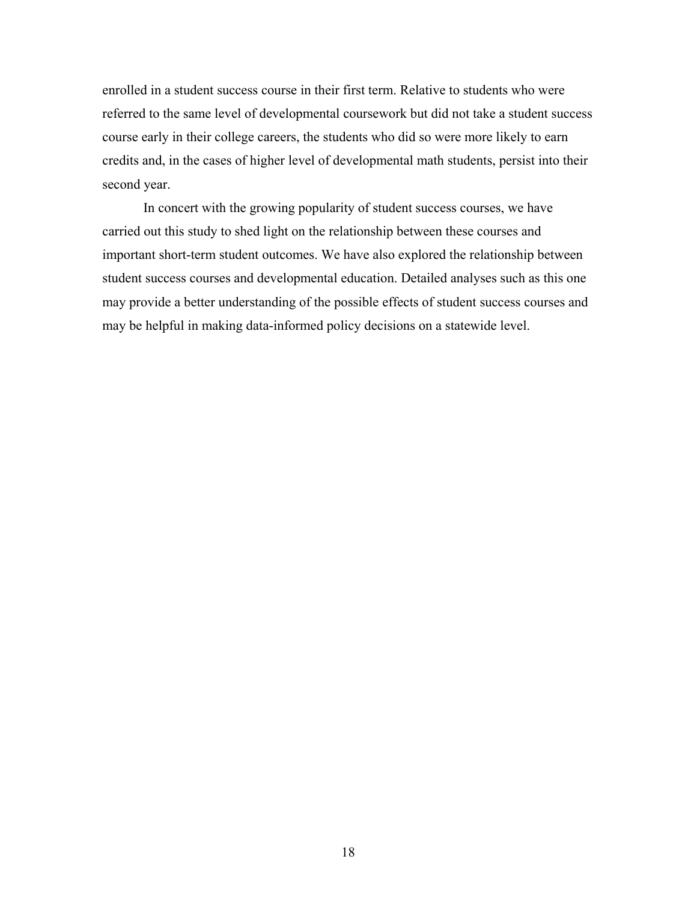enrolled in a student success course in their first term. Relative to students who were referred to the same level of developmental coursework but did not take a student success course early in their college careers, the students who did so were more likely to earn credits and, in the cases of higher level of developmental math students, persist into their second year.

In concert with the growing popularity of student success courses, we have carried out this study to shed light on the relationship between these courses and important short-term student outcomes. We have also explored the relationship between student success courses and developmental education. Detailed analyses such as this one may provide a better understanding of the possible effects of student success courses and may be helpful in making data-informed policy decisions on a statewide level.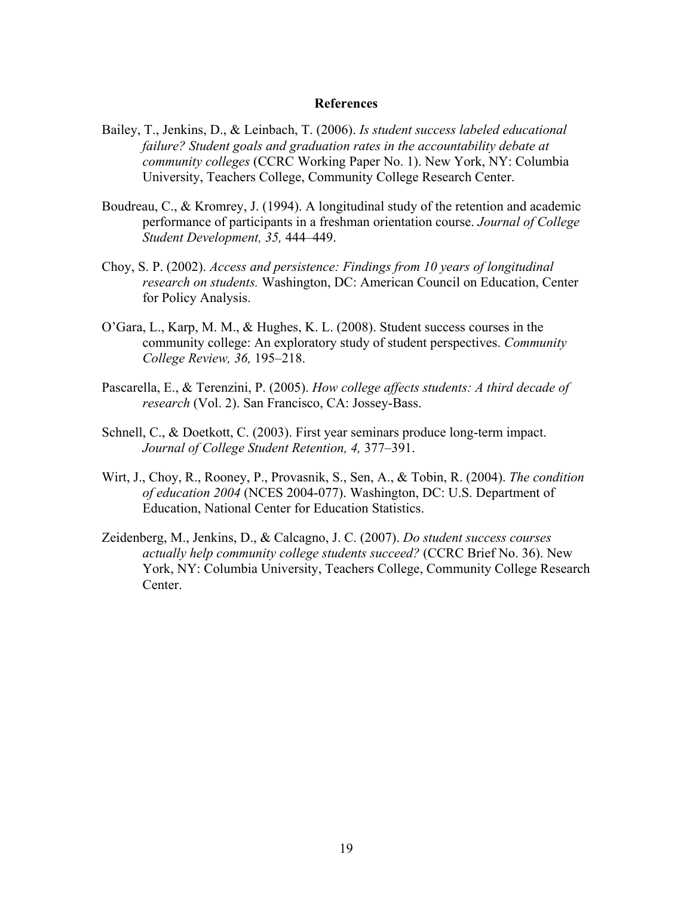## References

Bailey, T., Jenkins, D., & Leinbach, T. (2006). *Is student success labeled educational failure? Student goals and graduation rates in the accountability debate at community colleges* (CCRC Working Paper No. 1). New York, NY: Columbia University, Teachers College, Community College Research Center.

Boudreau, C., & Kromrey, J. (1994). A longitudinal study of the retention and academic performance of participants in a freshman orientation course. *Journal of College Student Development, 35,* 444–449.

Choy, S. P. (2002). *Access and persistence: Findings from 10 years of longitudinal research on students.* Washington, DC: American Council on Education, Center for Policy Analysis.

O'Gara, L., Karp, M. M., & Hughes, K. L. (2008). Student success courses in the community college: An exploratory study of student perspectives. *Community College Review, 36,* 195–218.

Pascarella, E., & Terenzini, P. (2005). *How college affects students: A third decade of research* (Vol. 2). San Francisco, CA: Jossey-Bass.

Schnell, C., & Doetkott, C. (2003). First year seminars produce long-term impact. *Journal of College Student Retention, 4,* 377–391.

Wirt, J., Choy, R., Rooney, P., Provasnik, S., Sen, A., & Tobin, R. (2004). *The condition of education 2004* (NCES 2004-077). Washington, DC: U.S. Department of Education, National Center for Education Statistics.

Zeidenberg, M., Jenkins, D., & Calcagno, J. C. (2007). *Do student success courses actually help community college students succeed?* (CCRC Brief No. 36). New York, NY: Columbia University, Teachers College, Community College Research Center.